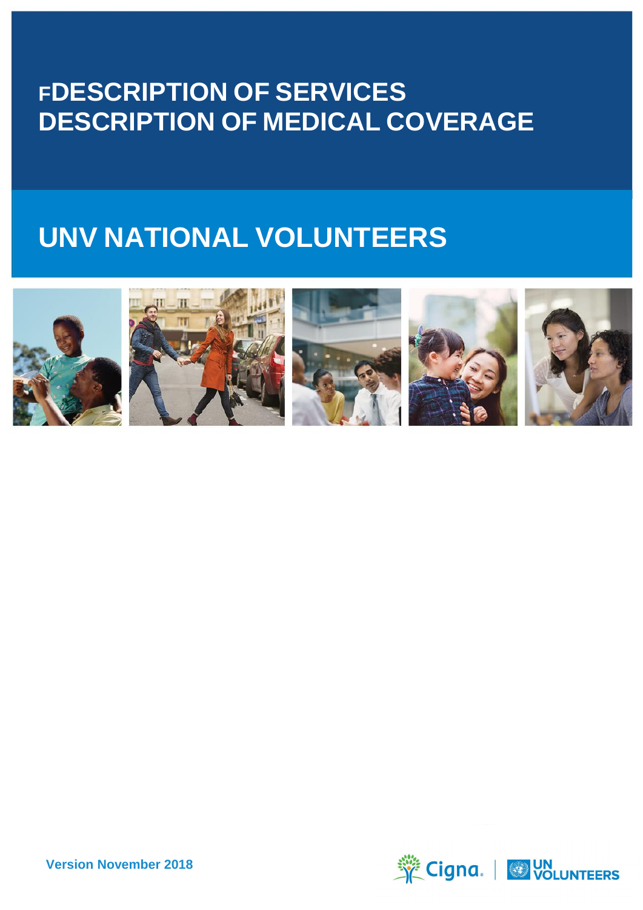# FDESCRIPTION OF SERVICES
# DESCRIPTION OF MEDICAL COVERAGE

## UNV NATIONAL VOLUNTEERS

Version November 2018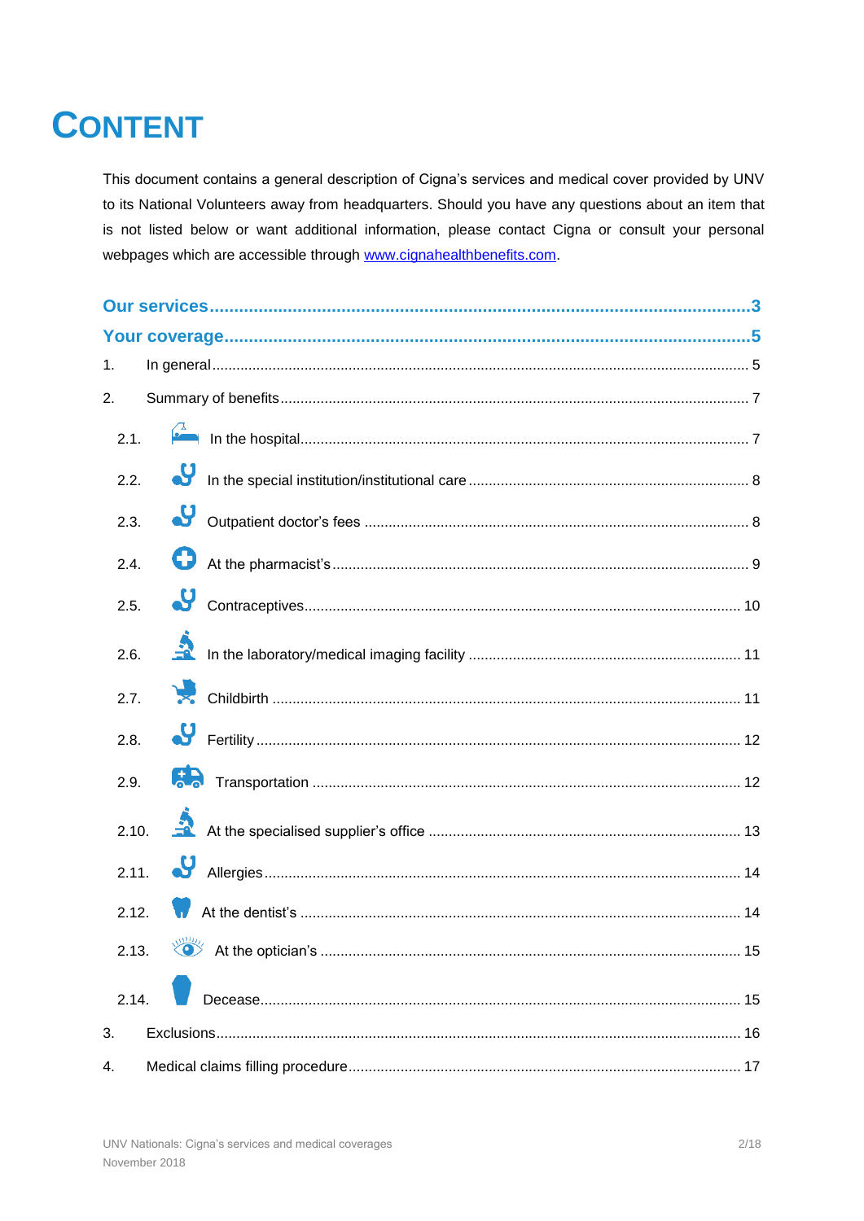# CONTENT

This document contains a general description of Cigna's services and medical cover provided by UNV to its National Volunteers away from headquarters. Should you have any questions about an item that is not listed below or want additional information, please contact Cigna or consult your personal webpages which are accessible through www.cignahealthbenefits.com.

**Our services** .......... 3

**Your coverage** .......... 5

1. In general .......... 5
2. Summary of benefits .......... 7
   - 2.1. In the hospital .......... 7
   - 2.2. In the special institution/institutional care .......... 8
   - 2.3. Outpatient doctor's fees .......... 8
   - 2.4. At the pharmacist's .......... 9
   - 2.5. Contraceptives .......... 10
   - 2.6. In the laboratory/medical imaging facility .......... 11
   - 2.7. Childbirth .......... 11
   - 2.8. Fertility .......... 12
   - 2.9. Transportation .......... 12
   - 2.10. At the specialised supplier's office .......... 13
   - 2.11. Allergies .......... 14
   - 2.12. At the dentist's .......... 14
   - 2.13. At the optician's .......... 15
   - 2.14. Decease .......... 15
3. Exclusions .......... 16
4. Medical claims filling procedure .......... 17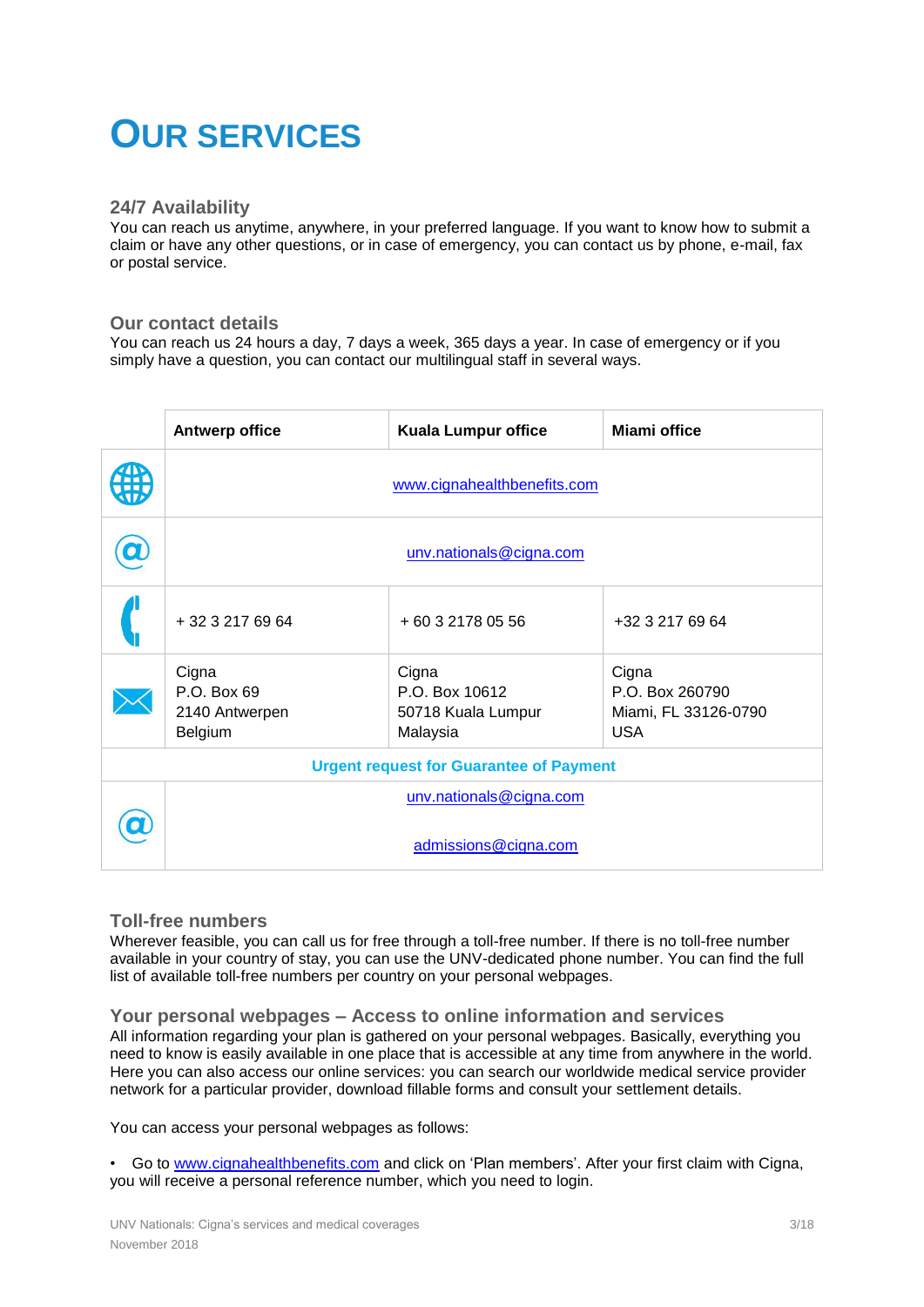# OUR SERVICES

### 24/7 Availability

You can reach us anytime, anywhere, in your preferred language. If you want to know how to submit a claim or have any other questions, or in case of emergency, you can contact us by phone, e-mail, fax or postal service.

### Our contact details

You can reach us 24 hours a day, 7 days a week, 365 days a year. In case of emergency or if you simply have a question, you can contact our multilingual staff in several ways.

| | Antwerp office | Kuala Lumpur office | Miami office |
|---|---|---|---|
| Website | www.cignahealthbenefits.com | | |
| E-mail | unv.nationals@cigna.com | | |
| Phone | + 32 3 217 69 64 | + 60 3 2178 05 56 | +32 3 217 69 64 |
| Mail | Cigna<br>P.O. Box 69<br>2140 Antwerpen<br>Belgium | Cigna<br>P.O. Box 10612<br>50718 Kuala Lumpur<br>Malaysia | Cigna<br>P.O. Box 260790<br>Miami, FL 33126-0790<br>USA |
| **Urgent request for Guarantee of Payment** | | | |
| E-mail | unv.nationals@cigna.com<br>admissions@cigna.com | | |

### Toll-free numbers

Wherever feasible, you can call us for free through a toll-free number. If there is no toll-free number available in your country of stay, you can use the UNV-dedicated phone number. You can find the full list of available toll-free numbers per country on your personal webpages.

### Your personal webpages – Access to online information and services

All information regarding your plan is gathered on your personal webpages. Basically, everything you need to know is easily available in one place that is accessible at any time from anywhere in the world. Here you can also access our online services: you can search our worldwide medical service provider network for a particular provider, download fillable forms and consult your settlement details.

You can access your personal webpages as follows:

- Go to www.cignahealthbenefits.com and click on 'Plan members'. After your first claim with Cigna, you will receive a personal reference number, which you need to login.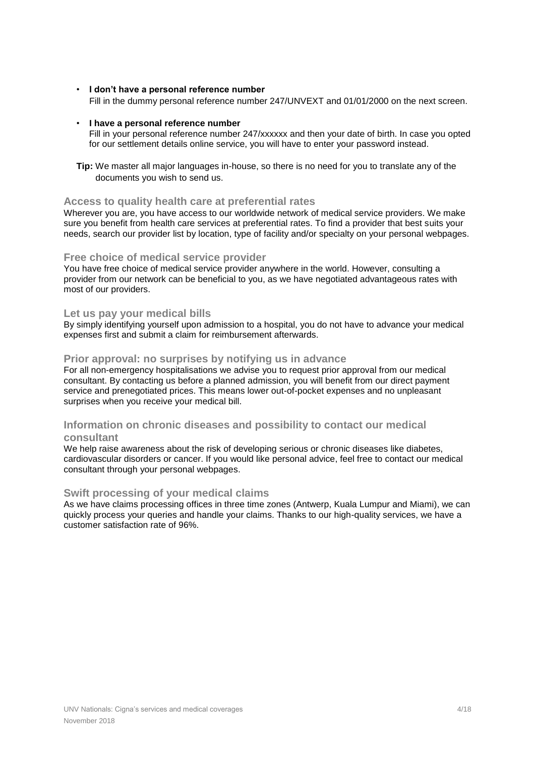- **I don't have a personal reference number**
  Fill in the dummy personal reference number 247/UNVEXT and 01/01/2000 on the next screen.

- **I have a personal reference number**
  Fill in your personal reference number 247/xxxxxx and then your date of birth. In case you opted for our settlement details online service, you will have to enter your password instead.

**Tip:** We master all major languages in-house, so there is no need for you to translate any of the documents you wish to send us.

### Access to quality health care at preferential rates

Wherever you are, you have access to our worldwide network of medical service providers. We make sure you benefit from health care services at preferential rates. To find a provider that best suits your needs, search our provider list by location, type of facility and/or specialty on your personal webpages.

### Free choice of medical service provider

You have free choice of medical service provider anywhere in the world. However, consulting a provider from our network can be beneficial to you, as we have negotiated advantageous rates with most of our providers.

### Let us pay your medical bills

By simply identifying yourself upon admission to a hospital, you do not have to advance your medical expenses first and submit a claim for reimbursement afterwards.

### Prior approval: no surprises by notifying us in advance

For all non-emergency hospitalisations we advise you to request prior approval from our medical consultant. By contacting us before a planned admission, you will benefit from our direct payment service and prenegotiated prices. This means lower out-of-pocket expenses and no unpleasant surprises when you receive your medical bill.

### Information on chronic diseases and possibility to contact our medical consultant

We help raise awareness about the risk of developing serious or chronic diseases like diabetes, cardiovascular disorders or cancer. If you would like personal advice, feel free to contact our medical consultant through your personal webpages.

### Swift processing of your medical claims

As we have claims processing offices in three time zones (Antwerp, Kuala Lumpur and Miami), we can quickly process your queries and handle your claims. Thanks to our high-quality services, we have a customer satisfaction rate of 96%.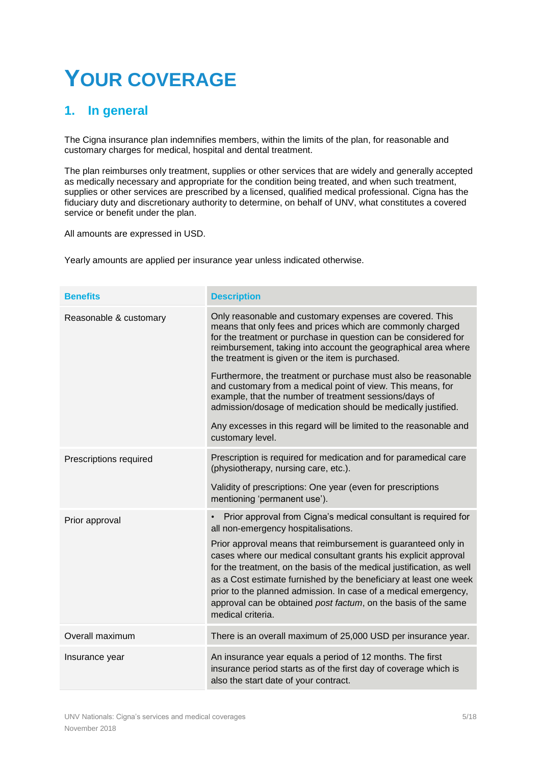# YOUR COVERAGE

## 1. In general

The Cigna insurance plan indemnifies members, within the limits of the plan, for reasonable and customary charges for medical, hospital and dental treatment.

The plan reimburses only treatment, supplies or other services that are widely and generally accepted as medically necessary and appropriate for the condition being treated, and when such treatment, supplies or other services are prescribed by a licensed, qualified medical professional. Cigna has the fiduciary duty and discretionary authority to determine, on behalf of UNV, what constitutes a covered service or benefit under the plan.

All amounts are expressed in USD.

Yearly amounts are applied per insurance year unless indicated otherwise.

| Benefits | Description |
|---|---|
| Reasonable & customary | Only reasonable and customary expenses are covered. This means that only fees and prices which are commonly charged for the treatment or purchase in question can be considered for reimbursement, taking into account the geographical area where the treatment is given or the item is purchased.<br><br>Furthermore, the treatment or purchase must also be reasonable and customary from a medical point of view. This means, for example, that the number of treatment sessions/days of admission/dosage of medication should be medically justified.<br><br>Any excesses in this regard will be limited to the reasonable and customary level. |
| Prescriptions required | Prescription is required for medication and for paramedical care (physiotherapy, nursing care, etc.).<br><br>Validity of prescriptions: One year (even for prescriptions mentioning 'permanent use'). |
| Prior approval | • Prior approval from Cigna's medical consultant is required for all non-emergency hospitalisations.<br><br>Prior approval means that reimbursement is guaranteed only in cases where our medical consultant grants his explicit approval for the treatment, on the basis of the medical justification, as well as a Cost estimate furnished by the beneficiary at least one week prior to the planned admission. In case of a medical emergency, approval can be obtained *post factum*, on the basis of the same medical criteria. |
| Overall maximum | There is an overall maximum of 25,000 USD per insurance year. |
| Insurance year | An insurance year equals a period of 12 months. The first insurance period starts as of the first day of coverage which is also the start date of your contract. |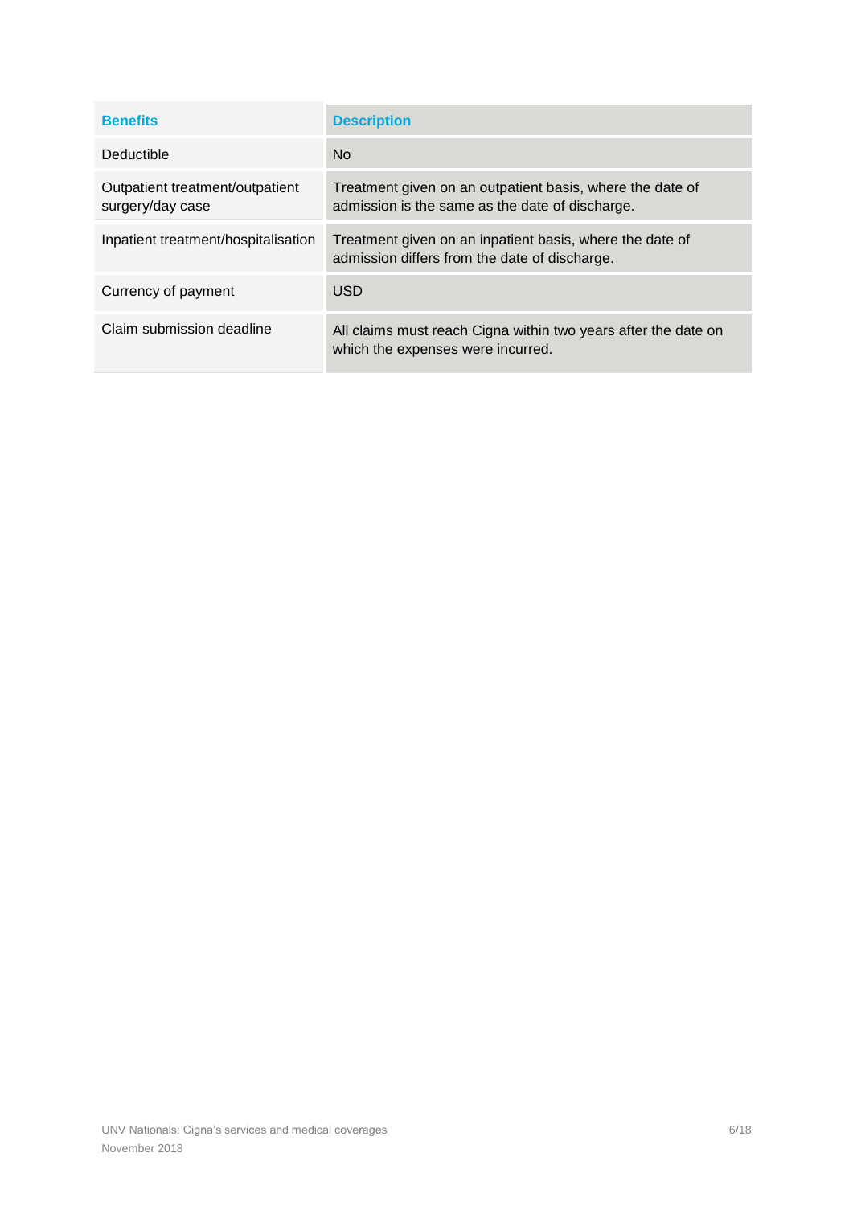| Benefits | Description |
|---|---|
| Deductible | No |
| Outpatient treatment/outpatient surgery/day case | Treatment given on an outpatient basis, where the date of admission is the same as the date of discharge. |
| Inpatient treatment/hospitalisation | Treatment given on an inpatient basis, where the date of admission differs from the date of discharge. |
| Currency of payment | USD |
| Claim submission deadline | All claims must reach Cigna within two years after the date on which the expenses were incurred. |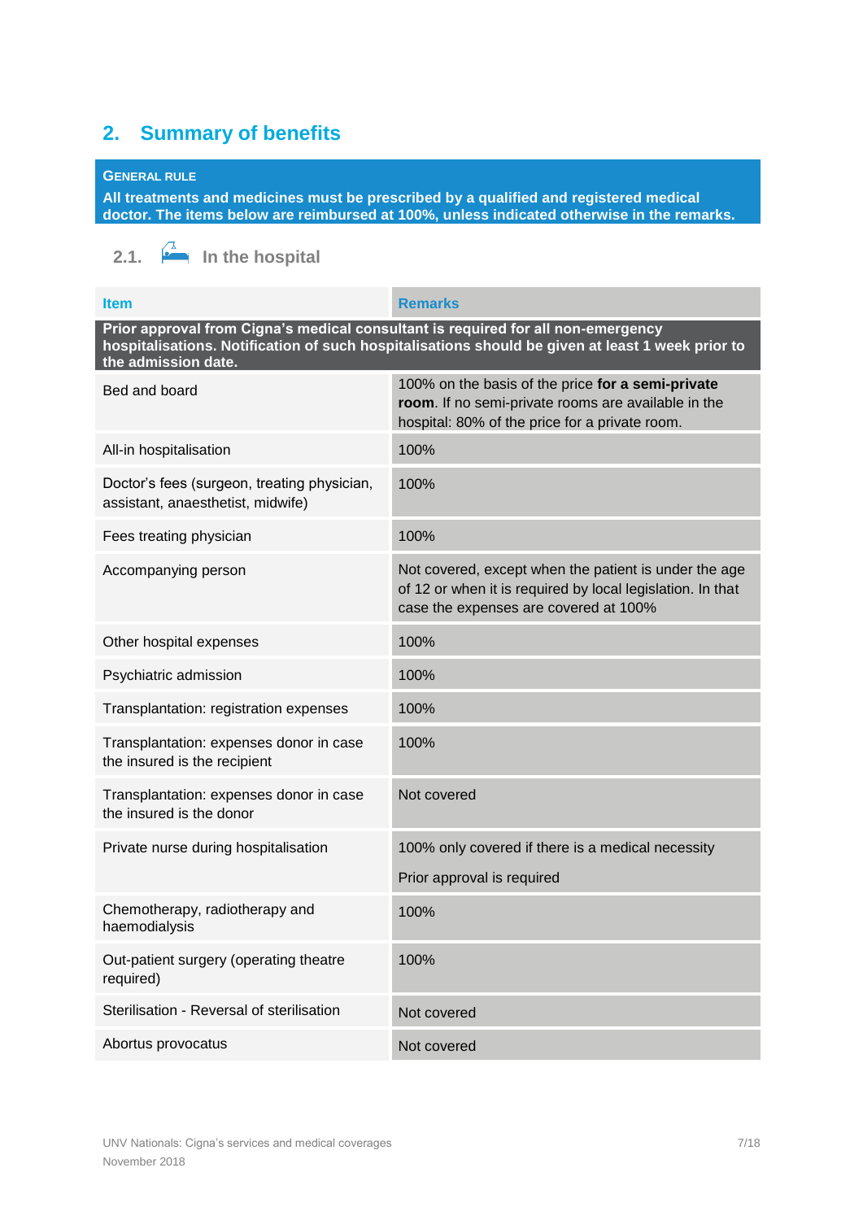## 2. Summary of benefits

**GENERAL RULE**

**All treatments and medicines must be prescribed by a qualified and registered medical doctor. The items below are reimbursed at 100%, unless indicated otherwise in the remarks.**

### 2.1. In the hospital

| Item | Remarks |
|---|---|
| **Prior approval from Cigna's medical consultant is required for all non-emergency hospitalisations. Notification of such hospitalisations should be given at least 1 week prior to the admission date.** | |
| Bed and board | 100% on the basis of the price **for a semi-private room**. If no semi-private rooms are available in the hospital: 80% of the price for a private room. |
| All-in hospitalisation | 100% |
| Doctor's fees (surgeon, treating physician, assistant, anaesthetist, midwife) | 100% |
| Fees treating physician | 100% |
| Accompanying person | Not covered, except when the patient is under the age of 12 or when it is required by local legislation. In that case the expenses are covered at 100% |
| Other hospital expenses | 100% |
| Psychiatric admission | 100% |
| Transplantation: registration expenses | 100% |
| Transplantation: expenses donor in case the insured is the recipient | 100% |
| Transplantation: expenses donor in case the insured is the donor | Not covered |
| Private nurse during hospitalisation | 100% only covered if there is a medical necessity<br><br>Prior approval is required |
| Chemotherapy, radiotherapy and haemodialysis | 100% |
| Out-patient surgery (operating theatre required) | 100% |
| Sterilisation - Reversal of sterilisation | Not covered |
| Abortus provocatus | Not covered |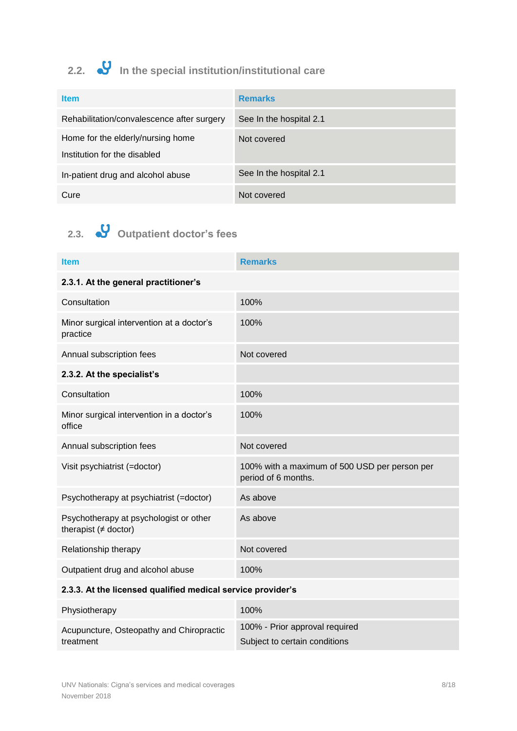## 2.2. In the special institution/institutional care

| Item | Remarks |
| --- | --- |
| Rehabilitation/convalescence after surgery | See In the hospital 2.1 |
| Home for the elderly/nursing home<br>Institution for the disabled | Not covered |
| In-patient drug and alcohol abuse | See In the hospital 2.1 |
| Cure | Not covered |

## 2.3. Outpatient doctor's fees

| Item | Remarks |
| --- | --- |
| **2.3.1. At the general practitioner's** | |
| Consultation | 100% |
| Minor surgical intervention at a doctor's practice | 100% |
| Annual subscription fees | Not covered |
| **2.3.2. At the specialist's** | |
| Consultation | 100% |
| Minor surgical intervention in a doctor's office | 100% |
| Annual subscription fees | Not covered |
| Visit psychiatrist (=doctor) | 100% with a maximum of 500 USD per person per period of 6 months. |
| Psychotherapy at psychiatrist (=doctor) | As above |
| Psychotherapy at psychologist or other therapist (≠ doctor) | As above |
| Relationship therapy | Not covered |
| Outpatient drug and alcohol abuse | 100% |
| **2.3.3. At the licensed qualified medical service provider's** | |
| Physiotherapy | 100% |
| Acupuncture, Osteopathy and Chiropractic treatment | 100% - Prior approval required<br>Subject to certain conditions |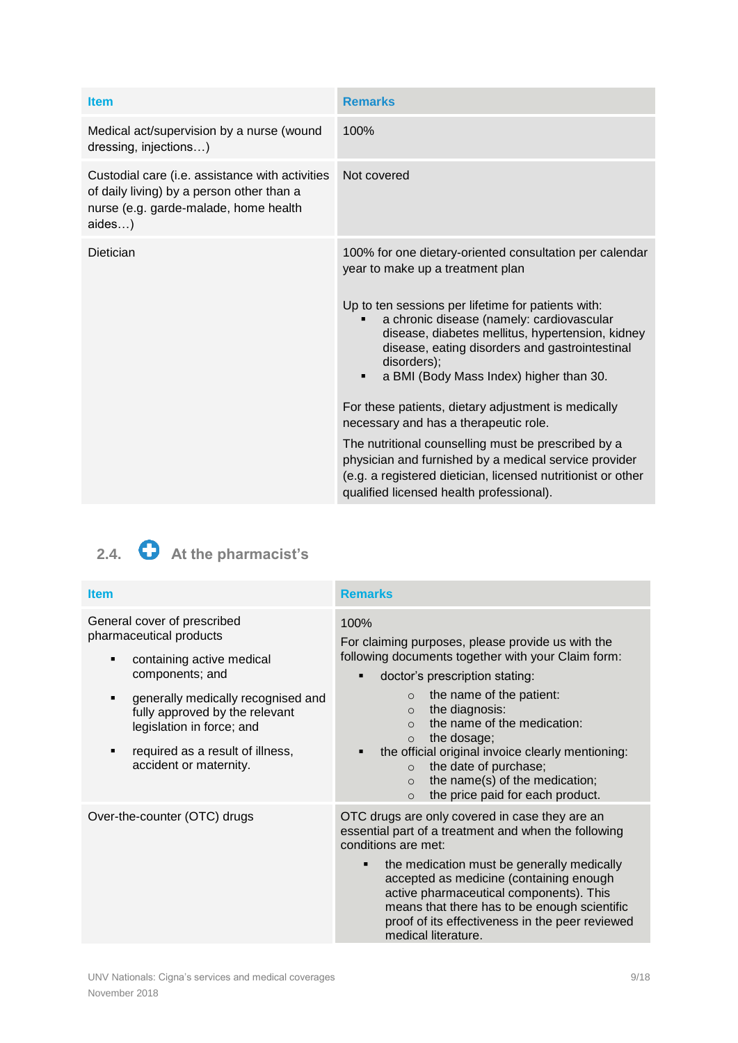| Item | Remarks |
|---|---|
| Medical act/supervision by a nurse (wound dressing, injections…) | 100% |
| Custodial care (i.e. assistance with activities of daily living) by a person other than a nurse (e.g. garde-malade, home health aides…) | Not covered |
| Dietician | 100% for one dietary-oriented consultation per calendar year to make up a treatment plan<br><br>Up to ten sessions per lifetime for patients with:<br>▪ a chronic disease (namely: cardiovascular disease, diabetes mellitus, hypertension, kidney disease, eating disorders and gastrointestinal disorders);<br>▪ a BMI (Body Mass Index) higher than 30.<br><br>For these patients, dietary adjustment is medically necessary and has a therapeutic role.<br><br>The nutritional counselling must be prescribed by a physician and furnished by a medical service provider (e.g. a registered dietician, licensed nutritionist or other qualified licensed health professional). |

## 2.4. At the pharmacist's

| Item | Remarks |
|---|---|
| General cover of prescribed pharmaceutical products<br>▪ containing active medical components; and<br>▪ generally medically recognised and fully approved by the relevant legislation in force; and<br>▪ required as a result of illness, accident or maternity. | 100%<br>For claiming purposes, please provide us with the following documents together with your Claim form:<br>▪ doctor's prescription stating:<br>○ the name of the patient:<br>○ the diagnosis:<br>○ the name of the medication:<br>○ the dosage;<br>▪ the official original invoice clearly mentioning:<br>○ the date of purchase;<br>○ the name(s) of the medication;<br>○ the price paid for each product. |
| Over-the-counter (OTC) drugs | OTC drugs are only covered in case they are an essential part of a treatment and when the following conditions are met:<br>▪ the medication must be generally medically accepted as medicine (containing enough active pharmaceutical components). This means that there has to be enough scientific proof of its effectiveness in the peer reviewed medical literature. |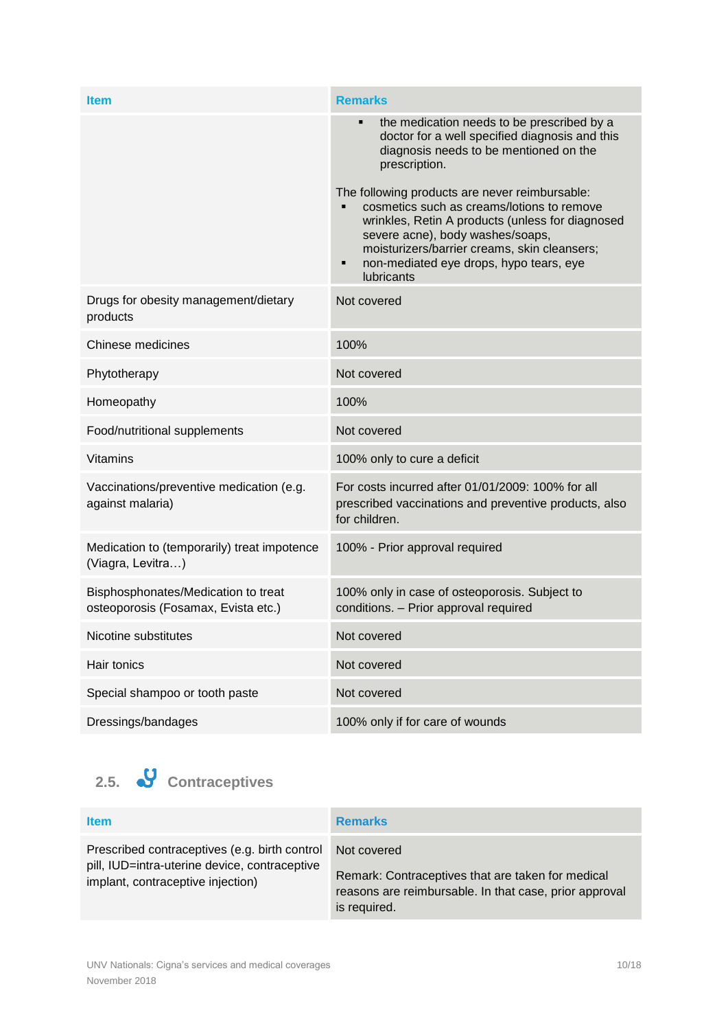| Item | Remarks |
| --- | --- |
| | ▪ the medication needs to be prescribed by a doctor for a well specified diagnosis and this diagnosis needs to be mentioned on the prescription.<br><br>The following products are never reimbursable:<br>▪ cosmetics such as creams/lotions to remove wrinkles, Retin A products (unless for diagnosed severe acne), body washes/soaps, moisturizers/barrier creams, skin cleansers;<br>▪ non-mediated eye drops, hypo tears, eye lubricants |
| Drugs for obesity management/dietary products | Not covered |
| Chinese medicines | 100% |
| Phytotherapy | Not covered |
| Homeopathy | 100% |
| Food/nutritional supplements | Not covered |
| Vitamins | 100% only to cure a deficit |
| Vaccinations/preventive medication (e.g. against malaria) | For costs incurred after 01/01/2009: 100% for all prescribed vaccinations and preventive products, also for children. |
| Medication to (temporarily) treat impotence (Viagra, Levitra…) | 100% - Prior approval required |
| Bisphosphonates/Medication to treat osteoporosis (Fosamax, Evista etc.) | 100% only in case of osteoporosis. Subject to conditions. – Prior approval required |
| Nicotine substitutes | Not covered |
| Hair tonics | Not covered |
| Special shampoo or tooth paste | Not covered |
| Dressings/bandages | 100% only if for care of wounds |

## 2.5. Contraceptives

| Item | Remarks |
| --- | --- |
| Prescribed contraceptives (e.g. birth control pill, IUD=intra-uterine device, contraceptive implant, contraceptive injection) | Not covered<br><br>Remark: Contraceptives that are taken for medical reasons are reimbursable. In that case, prior approval is required. |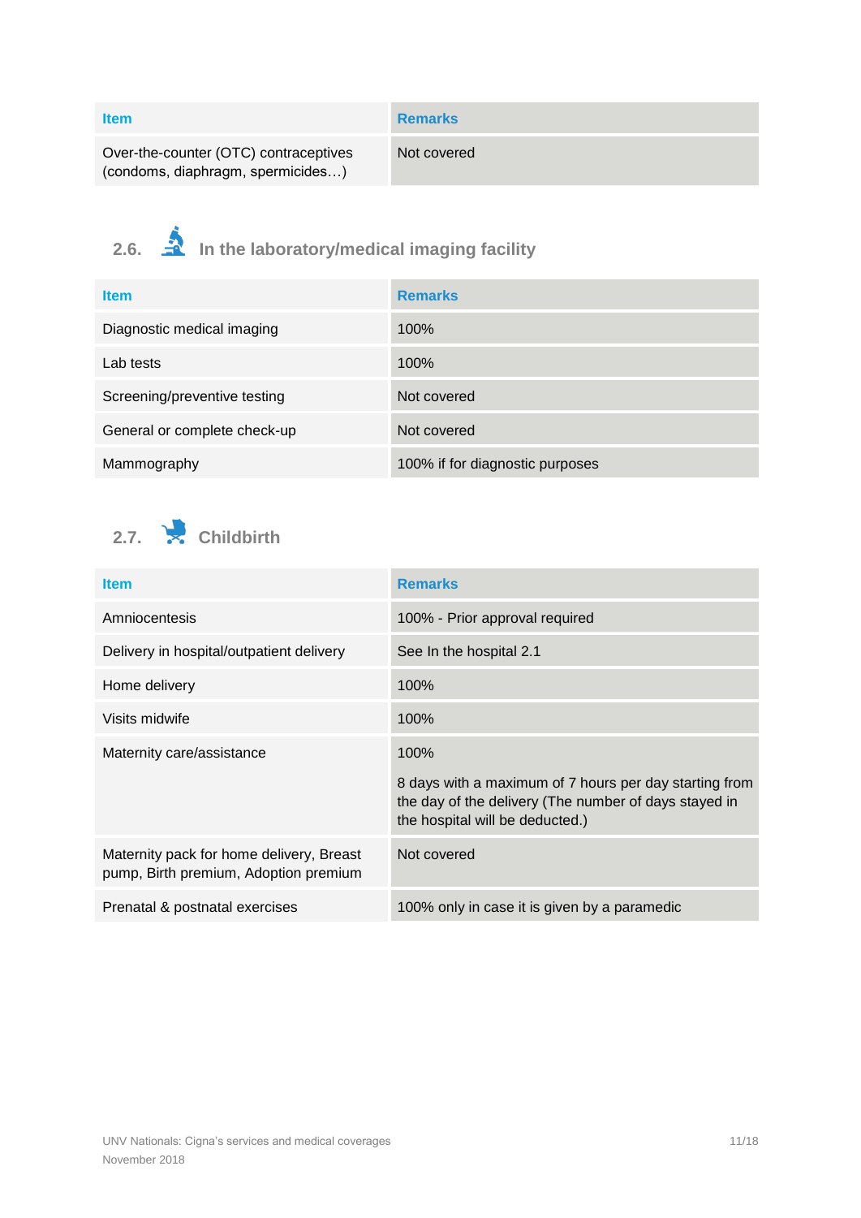| Item | Remarks |
| --- | --- |
| Over-the-counter (OTC) contraceptives (condoms, diaphragm, spermicides…) | Not covered |

## 2.6. In the laboratory/medical imaging facility

| Item | Remarks |
| --- | --- |
| Diagnostic medical imaging | 100% |
| Lab tests | 100% |
| Screening/preventive testing | Not covered |
| General or complete check-up | Not covered |
| Mammography | 100% if for diagnostic purposes |

## 2.7. Childbirth

| Item | Remarks |
| --- | --- |
| Amniocentesis | 100% - Prior approval required |
| Delivery in hospital/outpatient delivery | See In the hospital 2.1 |
| Home delivery | 100% |
| Visits midwife | 100% |
| Maternity care/assistance | 100%<br><br>8 days with a maximum of 7 hours per day starting from the day of the delivery (The number of days stayed in the hospital will be deducted.) |
| Maternity pack for home delivery, Breast pump, Birth premium, Adoption premium | Not covered |
| Prenatal & postnatal exercises | 100% only in case it is given by a paramedic |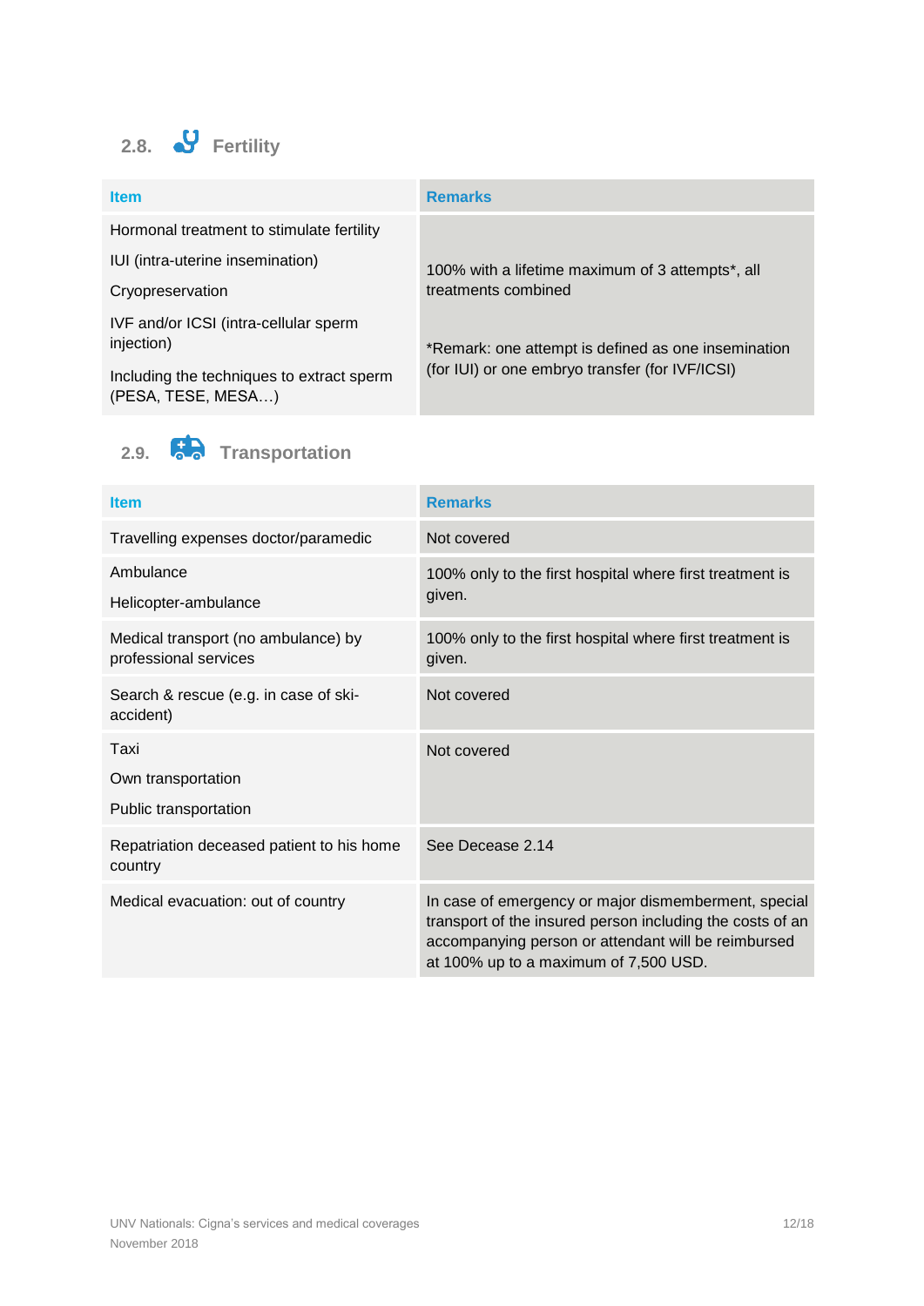## 2.8. Fertility

| Item | Remarks |
|---|---|
| Hormonal treatment to stimulate fertility<br>IUI (intra-uterine insemination)<br>Cryopreservation<br>IVF and/or ICSI (intra-cellular sperm injection)<br>Including the techniques to extract sperm (PESA, TESE, MESA…) | 100% with a lifetime maximum of 3 attempts*, all treatments combined<br><br>*Remark: one attempt is defined as one insemination (for IUI) or one embryo transfer (for IVF/ICSI) |

## 2.9. Transportation

| Item | Remarks |
|---|---|
| Travelling expenses doctor/paramedic | Not covered |
| Ambulance<br>Helicopter-ambulance | 100% only to the first hospital where first treatment is given. |
| Medical transport (no ambulance) by professional services | 100% only to the first hospital where first treatment is given. |
| Search & rescue (e.g. in case of ski-accident) | Not covered |
| Taxi<br>Own transportation<br>Public transportation | Not covered |
| Repatriation deceased patient to his home country | See Decease 2.14 |
| Medical evacuation: out of country | In case of emergency or major dismemberment, special transport of the insured person including the costs of an accompanying person or attendant will be reimbursed at 100% up to a maximum of 7,500 USD. |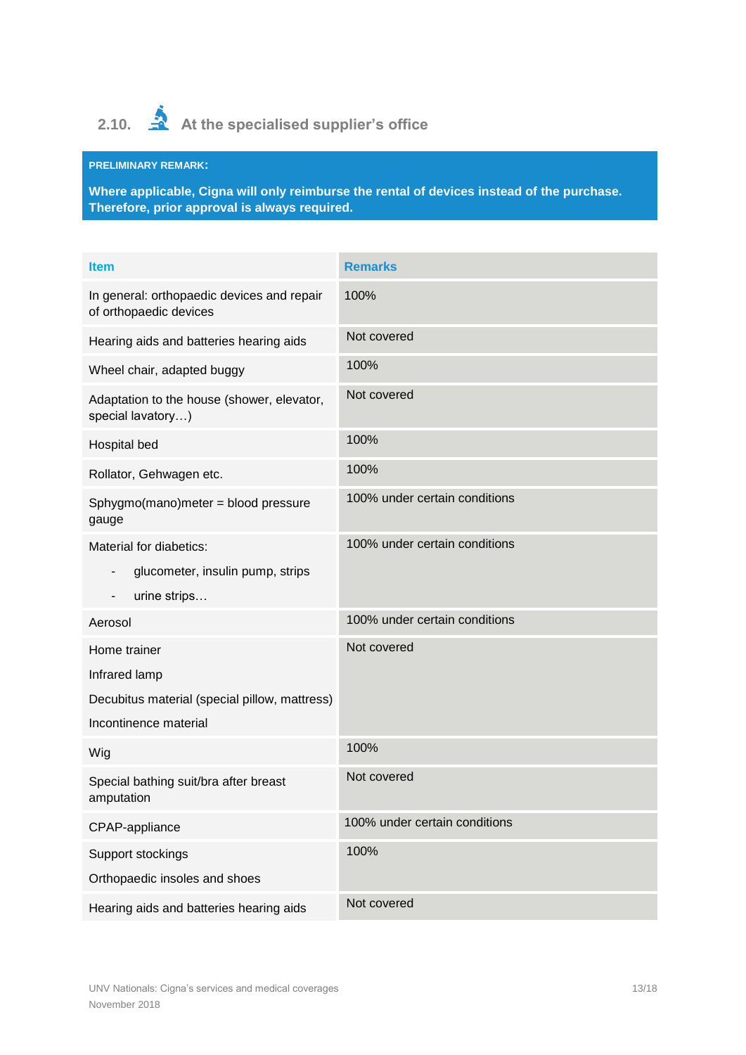## 2.10. At the specialised supplier's office

**PRELIMINARY REMARK:**

**Where applicable, Cigna will only reimburse the rental of devices instead of the purchase. Therefore, prior approval is always required.**

| Item | Remarks |
|---|---|
| In general: orthopaedic devices and repair of orthopaedic devices | 100% |
| Hearing aids and batteries hearing aids | Not covered |
| Wheel chair, adapted buggy | 100% |
| Adaptation to the house (shower, elevator, special lavatory…) | Not covered |
| Hospital bed | 100% |
| Rollator, Gehwagen etc. | 100% |
| Sphygmo(mano)meter = blood pressure gauge | 100% under certain conditions |
| Material for diabetics:<br>- glucometer, insulin pump, strips<br>- urine strips… | 100% under certain conditions |
| Aerosol | 100% under certain conditions |
| Home trainer<br>Infrared lamp<br>Decubitus material (special pillow, mattress)<br>Incontinence material | Not covered |
| Wig | 100% |
| Special bathing suit/bra after breast amputation | Not covered |
| CPAP-appliance | 100% under certain conditions |
| Support stockings<br>Orthopaedic insoles and shoes | 100% |
| Hearing aids and batteries hearing aids | Not covered |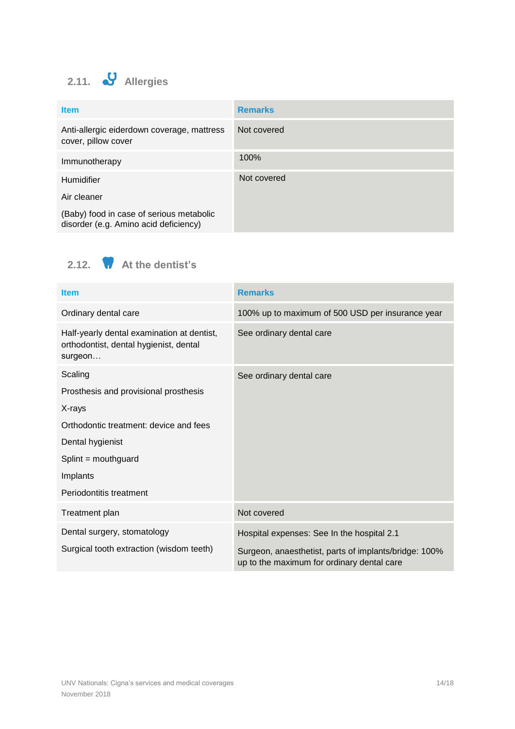## 2.11. Allergies

| Item | Remarks |
|---|---|
| Anti-allergic eiderdown coverage, mattress cover, pillow cover | Not covered |
| Immunotherapy | 100% |
| Humidifier<br>Air cleaner<br>(Baby) food in case of serious metabolic disorder (e.g. Amino acid deficiency) | Not covered |

## 2.12. At the dentist's

| Item | Remarks |
|---|---|
| Ordinary dental care | 100% up to maximum of 500 USD per insurance year |
| Half-yearly dental examination at dentist, orthodontist, dental hygienist, dental surgeon… | See ordinary dental care |
| Scaling<br>Prosthesis and provisional prosthesis<br>X-rays<br>Orthodontic treatment: device and fees<br>Dental hygienist<br>Splint = mouthguard<br>Implants<br>Periodontitis treatment | See ordinary dental care |
| Treatment plan | Not covered |
| Dental surgery, stomatology<br>Surgical tooth extraction (wisdom teeth) | Hospital expenses: See In the hospital 2.1<br>Surgeon, anaesthetist, parts of implants/bridge: 100% up to the maximum for ordinary dental care |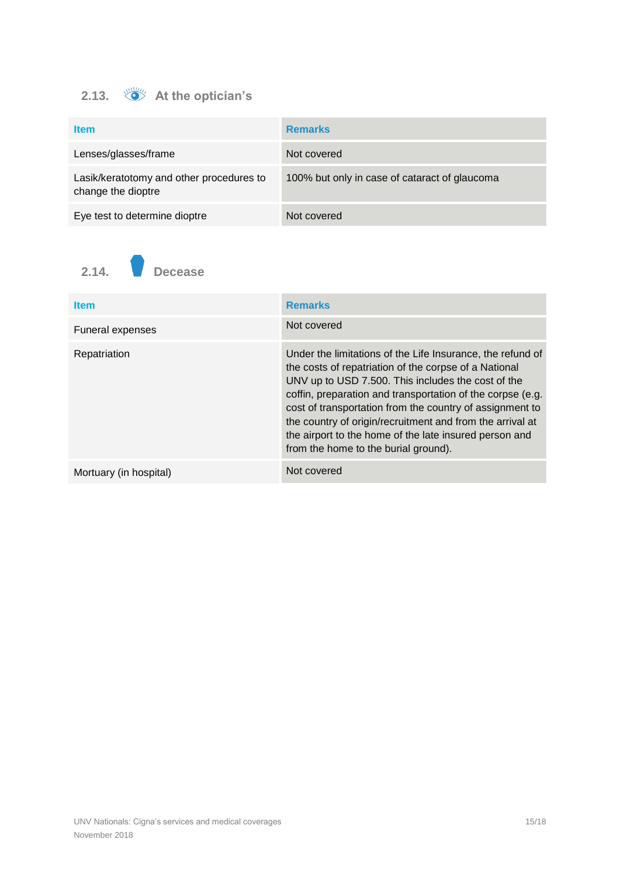## 2.13. At the optician's

| Item | Remarks |
|---|---|
| Lenses/glasses/frame | Not covered |
| Lasik/keratotomy and other procedures to change the dioptre | 100% but only in case of cataract of glaucoma |
| Eye test to determine dioptre | Not covered |

## 2.14. Decease

| Item | Remarks |
|---|---|
| Funeral expenses | Not covered |
| Repatriation | Under the limitations of the Life Insurance, the refund of the costs of repatriation of the corpse of a National UNV up to USD 7.500. This includes the cost of the coffin, preparation and transportation of the corpse (e.g. cost of transportation from the country of assignment to the country of origin/recruitment and from the arrival at the airport to the home of the late insured person and from the home to the burial ground). |
| Mortuary (in hospital) | Not covered |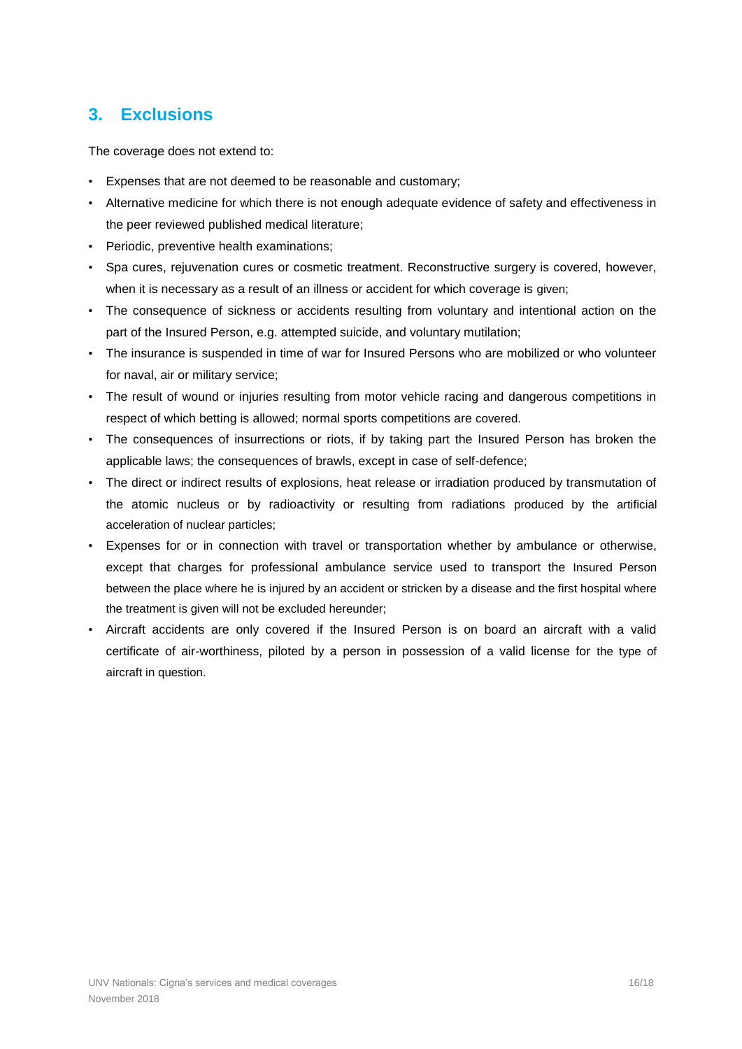## 3. Exclusions

The coverage does not extend to:

- Expenses that are not deemed to be reasonable and customary;
- Alternative medicine for which there is not enough adequate evidence of safety and effectiveness in the peer reviewed published medical literature;
- Periodic, preventive health examinations;
- Spa cures, rejuvenation cures or cosmetic treatment. Reconstructive surgery is covered, however, when it is necessary as a result of an illness or accident for which coverage is given;
- The consequence of sickness or accidents resulting from voluntary and intentional action on the part of the Insured Person, e.g. attempted suicide, and voluntary mutilation;
- The insurance is suspended in time of war for Insured Persons who are mobilized or who volunteer for naval, air or military service;
- The result of wound or injuries resulting from motor vehicle racing and dangerous competitions in respect of which betting is allowed; normal sports competitions are covered.
- The consequences of insurrections or riots, if by taking part the Insured Person has broken the applicable laws; the consequences of brawls, except in case of self-defence;
- The direct or indirect results of explosions, heat release or irradiation produced by transmutation of the atomic nucleus or by radioactivity or resulting from radiations produced by the artificial acceleration of nuclear particles;
- Expenses for or in connection with travel or transportation whether by ambulance or otherwise, except that charges for professional ambulance service used to transport the Insured Person between the place where he is injured by an accident or stricken by a disease and the first hospital where the treatment is given will not be excluded hereunder;
- Aircraft accidents are only covered if the Insured Person is on board an aircraft with a valid certificate of air-worthiness, piloted by a person in possession of a valid license for the type of aircraft in question.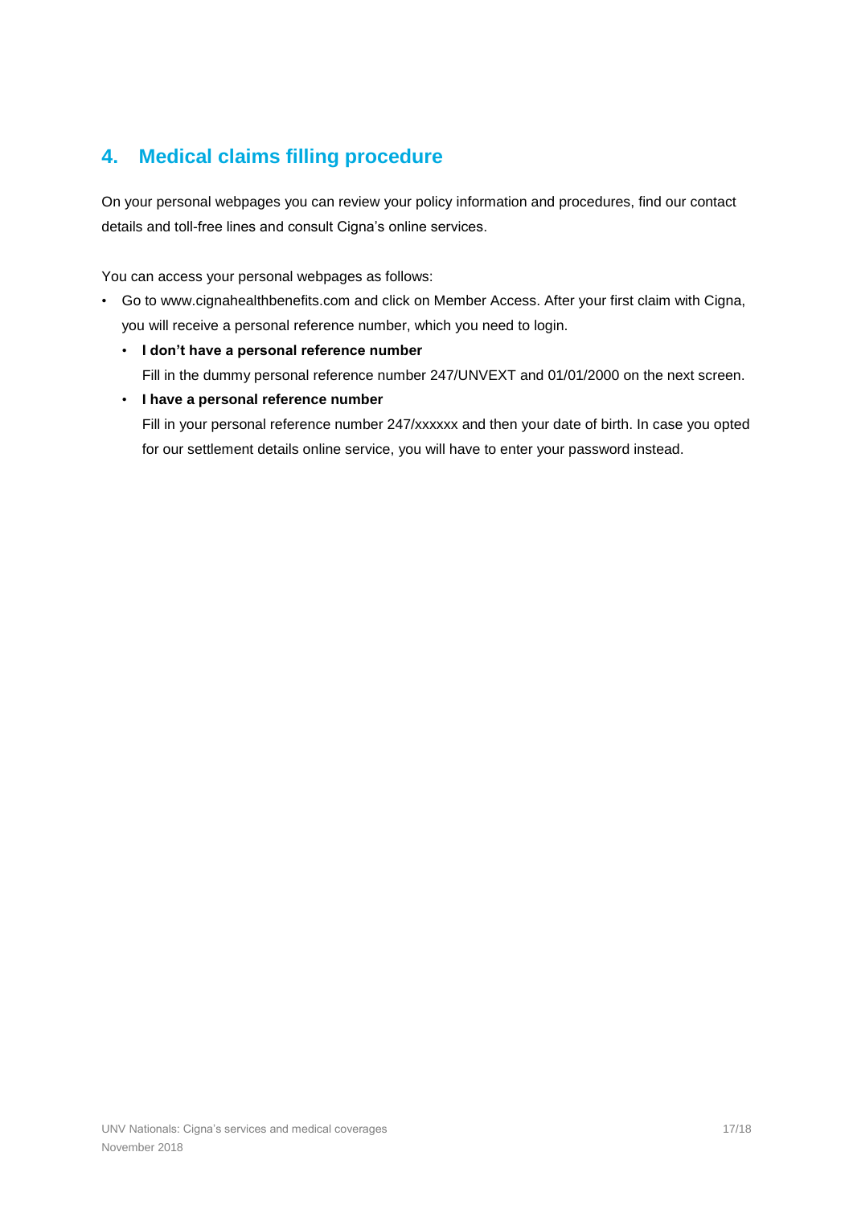## 4. Medical claims filling procedure

On your personal webpages you can review your policy information and procedures, find our contact details and toll-free lines and consult Cigna's online services.

You can access your personal webpages as follows:

- Go to www.cignahealthbenefits.com and click on Member Access. After your first claim with Cigna, you will receive a personal reference number, which you need to login.
  - **I don't have a personal reference number**
    Fill in the dummy personal reference number 247/UNVEXT and 01/01/2000 on the next screen.
  - **I have a personal reference number**
    Fill in your personal reference number 247/xxxxxx and then your date of birth. In case you opted for our settlement details online service, you will have to enter your password instead.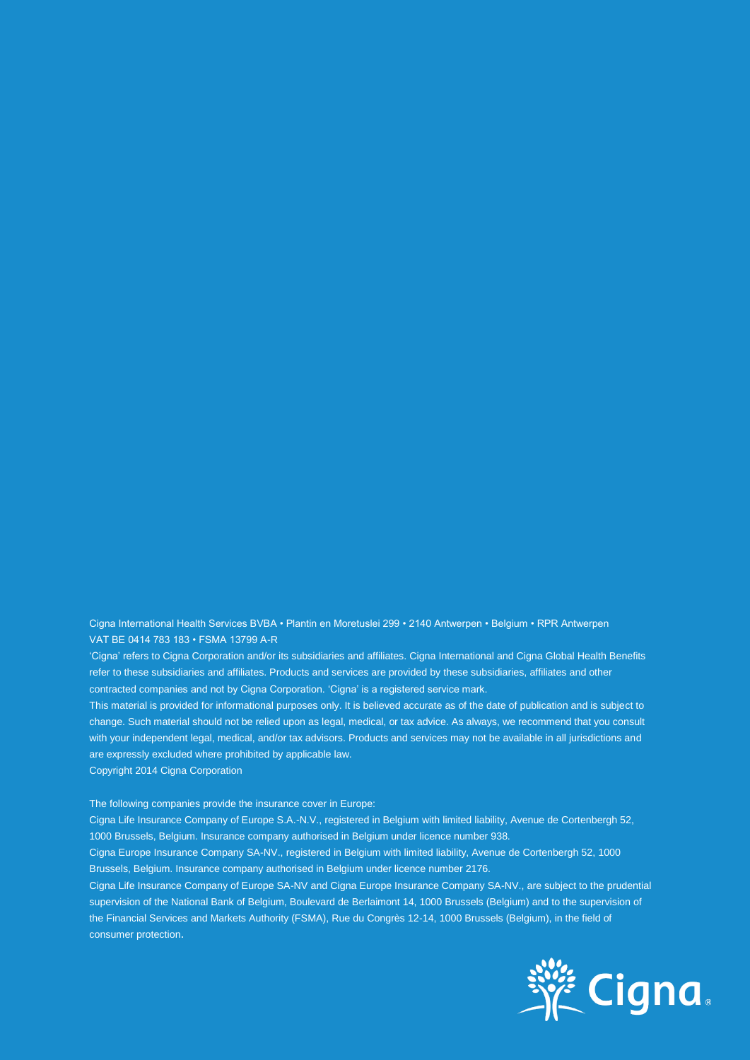Cigna International Health Services BVBA • Plantin en Moretuslei 299 • 2140 Antwerpen • Belgium • RPR Antwerpen
VAT BE 0414 783 183 • FSMA 13799 A-R

'Cigna' refers to Cigna Corporation and/or its subsidiaries and affiliates. Cigna International and Cigna Global Health Benefits refer to these subsidiaries and affiliates. Products and services are provided by these subsidiaries, affiliates and other contracted companies and not by Cigna Corporation. 'Cigna' is a registered service mark.

This material is provided for informational purposes only. It is believed accurate as of the date of publication and is subject to change. Such material should not be relied upon as legal, medical, or tax advice. As always, we recommend that you consult with your independent legal, medical, and/or tax advisors. Products and services may not be available in all jurisdictions and are expressly excluded where prohibited by applicable law.

Copyright 2014 Cigna Corporation

The following companies provide the insurance cover in Europe:

Cigna Life Insurance Company of Europe S.A.-N.V., registered in Belgium with limited liability, Avenue de Cortenbergh 52, 1000 Brussels, Belgium. Insurance company authorised in Belgium under licence number 938.

Cigna Europe Insurance Company SA-NV., registered in Belgium with limited liability, Avenue de Cortenbergh 52, 1000 Brussels, Belgium. Insurance company authorised in Belgium under licence number 2176.

Cigna Life Insurance Company of Europe SA-NV and Cigna Europe Insurance Company SA-NV., are subject to the prudential supervision of the National Bank of Belgium, Boulevard de Berlaimont 14, 1000 Brussels (Belgium) and to the supervision of the Financial Services and Markets Authority (FSMA), Rue du Congrès 12-14, 1000 Brussels (Belgium), in the field of consumer protection.

Cigna®